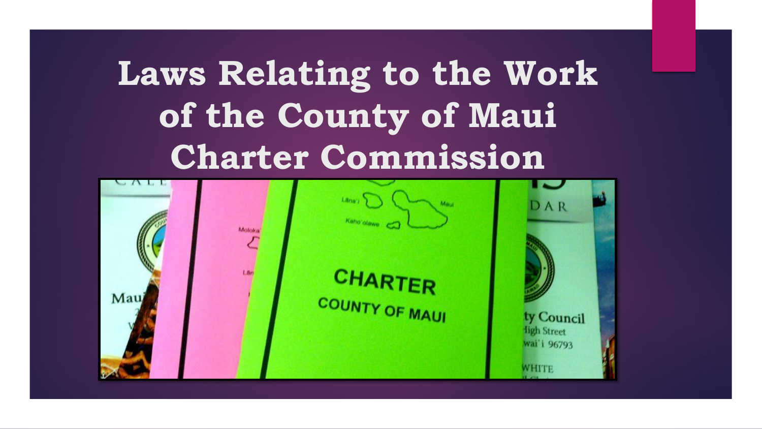# Laws Relating to the Work of the County of Maui Charter Commission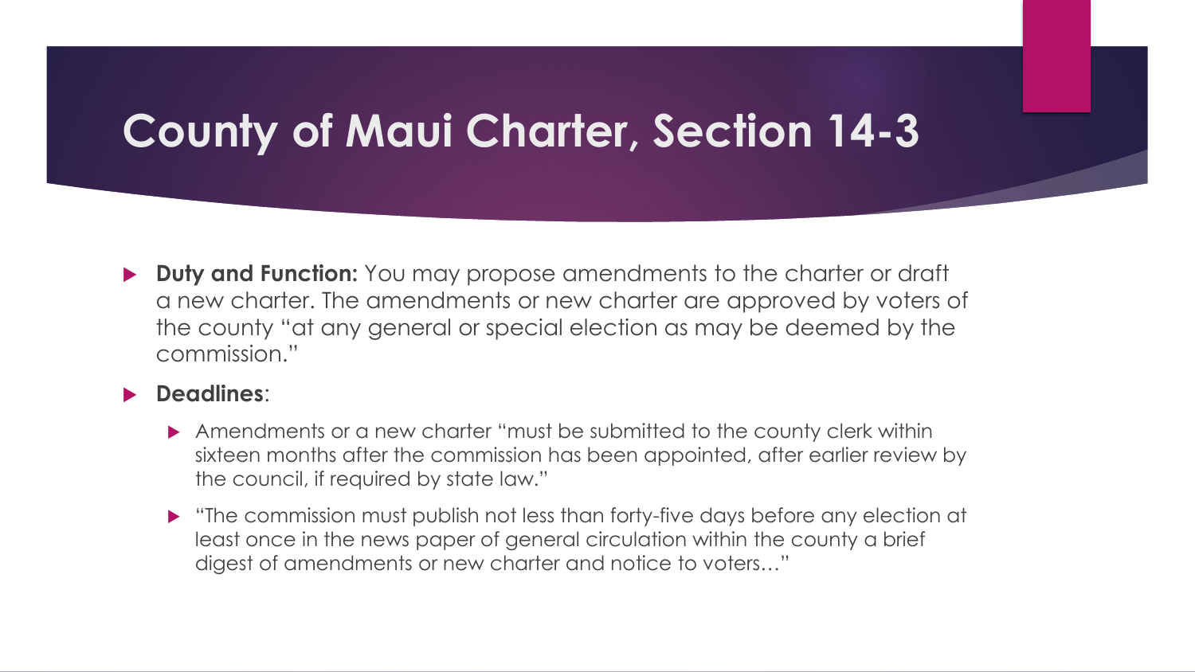# County of Maui Charter, Section 14-3

- **Duty and Function:** You may propose amendments to the charter or draft a new charter. The amendments or new charter are approved by voters of the county "at any general or special election as may be deemed by the commission."
- **Deadlines**:
  - Amendments or a new charter "must be submitted to the county clerk within sixteen months after the commission has been appointed, after earlier review by the council, if required by state law."
  - "The commission must publish not less than forty-five days before any election at least once in the news paper of general circulation within the county a brief digest of amendments or new charter and notice to voters…"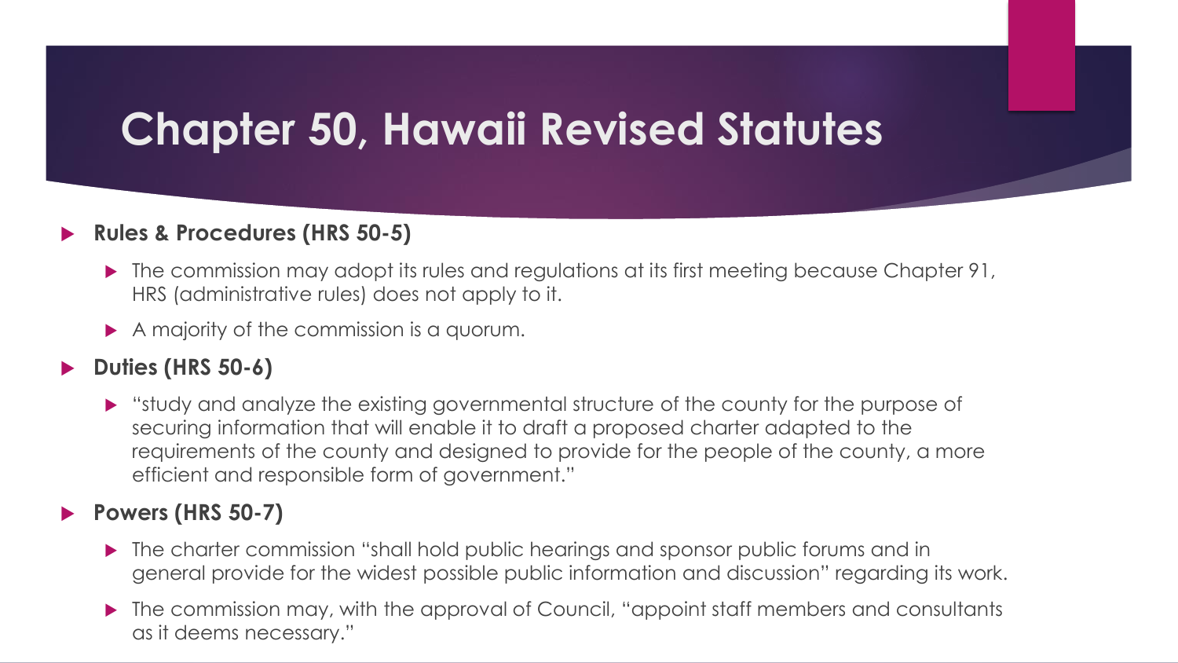# Chapter 50, Hawaii Revised Statutes

- **Rules & Procedures (HRS 50-5)**
  - The commission may adopt its rules and regulations at its first meeting because Chapter 91, HRS (administrative rules) does not apply to it.
  - A majority of the commission is a quorum.
- **Duties (HRS 50-6)**
  - "study and analyze the existing governmental structure of the county for the purpose of securing information that will enable it to draft a proposed charter adapted to the requirements of the county and designed to provide for the people of the county, a more efficient and responsible form of government."
- **Powers (HRS 50-7)**
  - The charter commission "shall hold public hearings and sponsor public forums and in general provide for the widest possible public information and discussion" regarding its work.
  - The commission may, with the approval of Council, "appoint staff members and consultants as it deems necessary."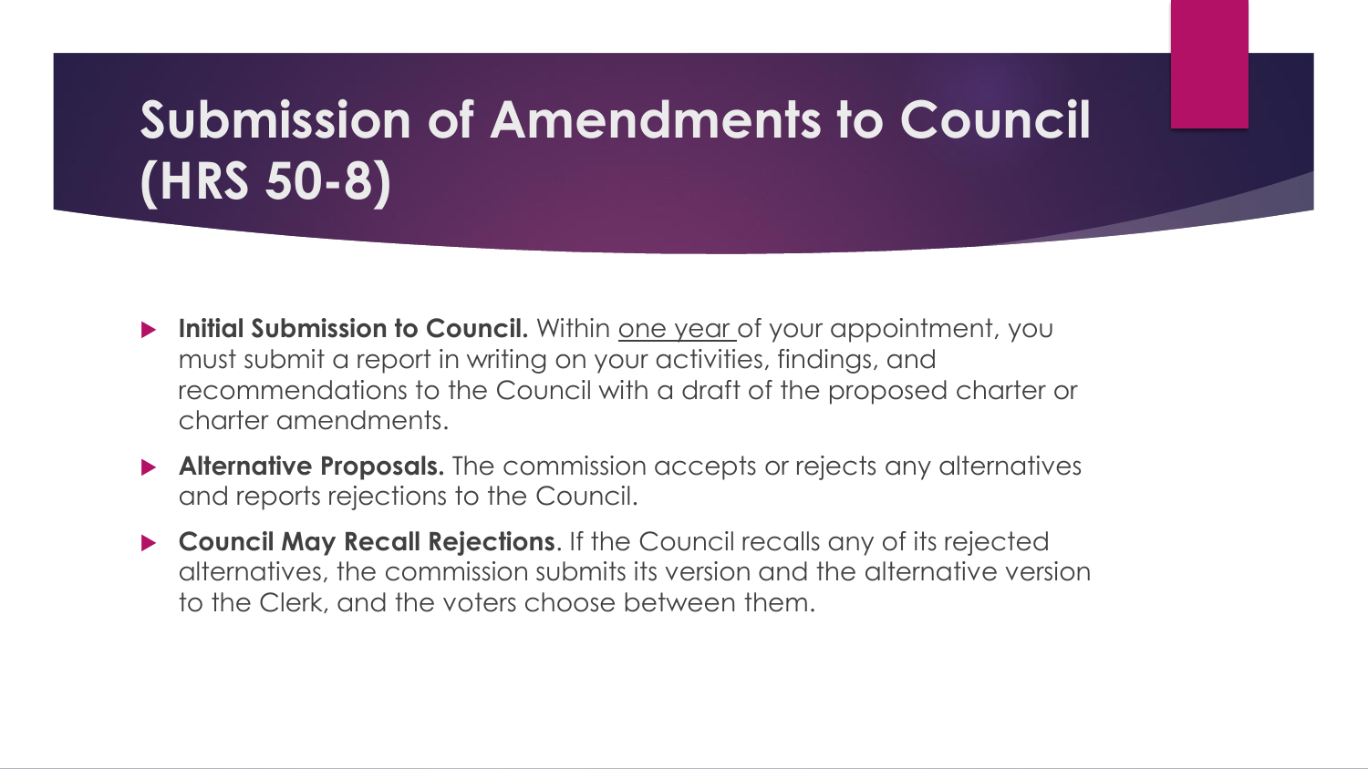# Submission of Amendments to Council (HRS 50-8)

- **Initial Submission to Council.** Within one year of your appointment, you must submit a report in writing on your activities, findings, and recommendations to the Council with a draft of the proposed charter or charter amendments.
- **Alternative Proposals.** The commission accepts or rejects any alternatives and reports rejections to the Council.
- **Council May Recall Rejections**. If the Council recalls any of its rejected alternatives, the commission submits its version and the alternative version to the Clerk, and the voters choose between them.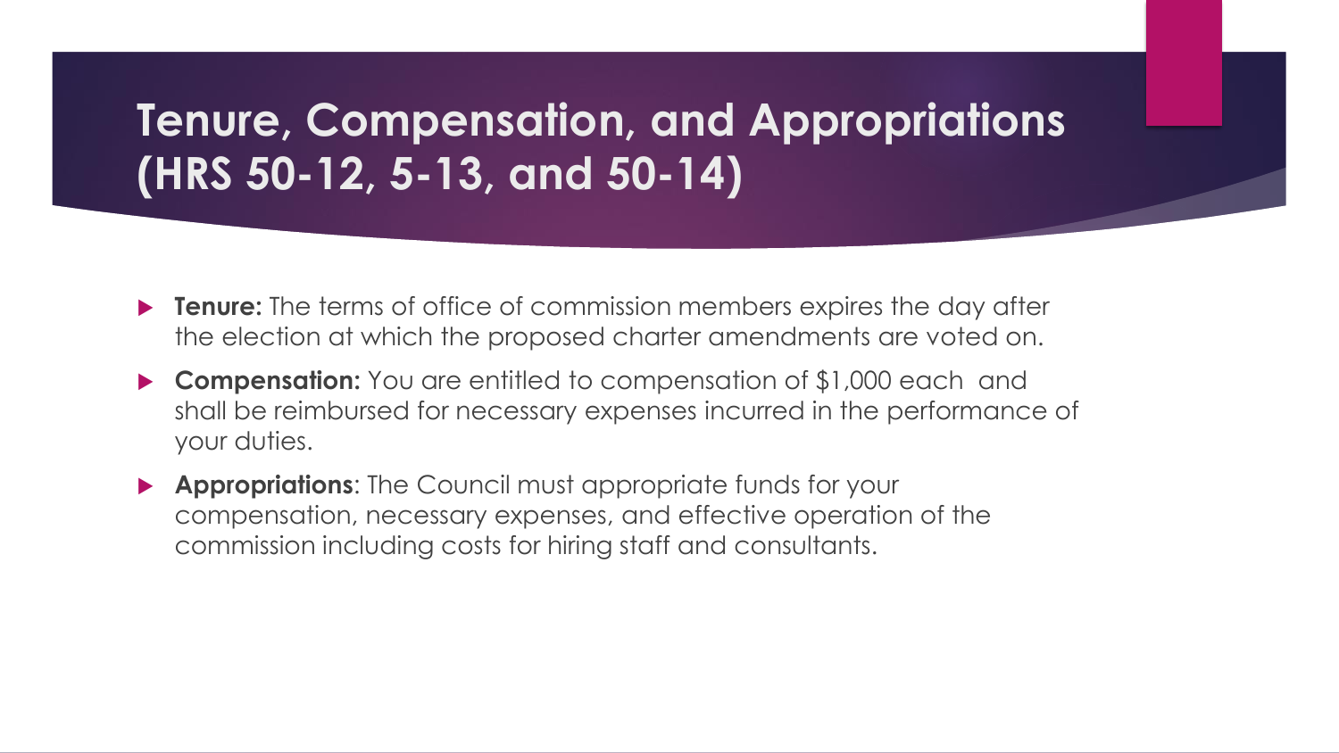# Tenure, Compensation, and Appropriations (HRS 50-12, 5-13, and 50-14)

- **Tenure:** The terms of office of commission members expires the day after the election at which the proposed charter amendments are voted on.
- **Compensation:** You are entitled to compensation of $1,000 each and shall be reimbursed for necessary expenses incurred in the performance of your duties.
- **Appropriations**: The Council must appropriate funds for your compensation, necessary expenses, and effective operation of the commission including costs for hiring staff and consultants.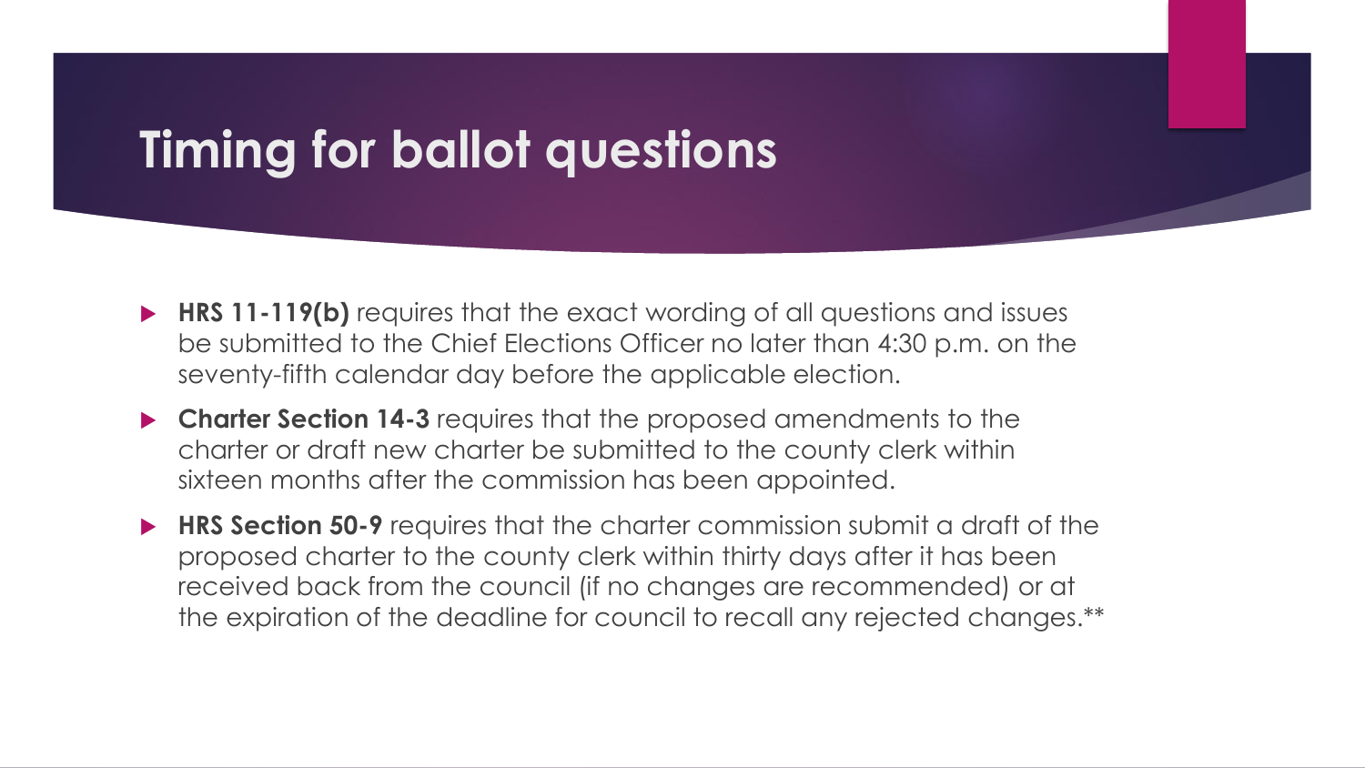# Timing for ballot questions

- **HRS 11-119(b)** requires that the exact wording of all questions and issues be submitted to the Chief Elections Officer no later than 4:30 p.m. on the seventy-fifth calendar day before the applicable election.
- **Charter Section 14-3** requires that the proposed amendments to the charter or draft new charter be submitted to the county clerk within sixteen months after the commission has been appointed.
- **HRS Section 50-9** requires that the charter commission submit a draft of the proposed charter to the county clerk within thirty days after it has been received back from the council (if no changes are recommended) or at the expiration of the deadline for council to recall any rejected changes.**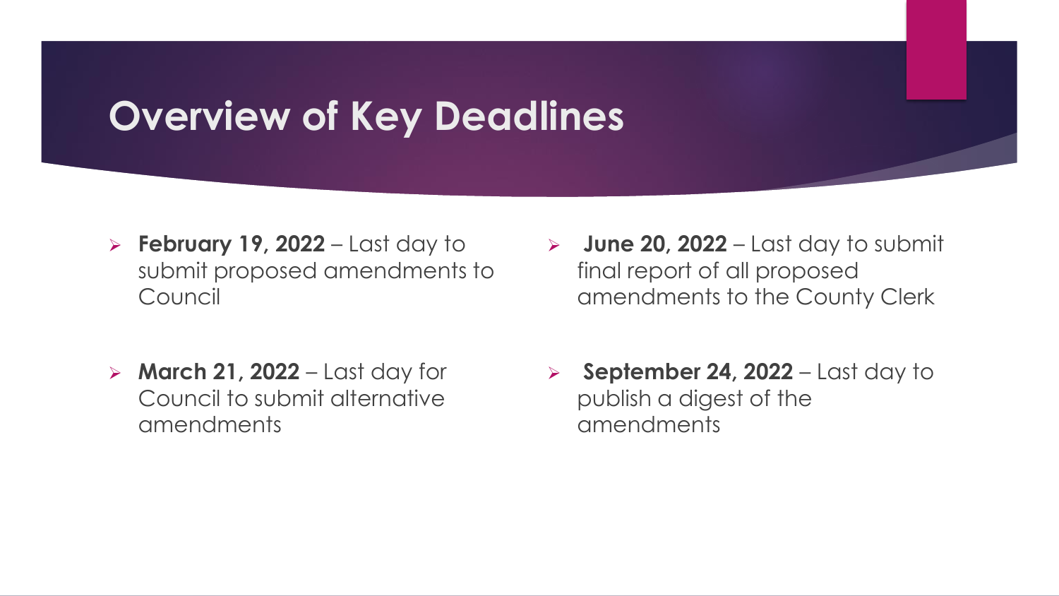# Overview of Key Deadlines

- **February 19, 2022** – Last day to submit proposed amendments to Council
- **March 21, 2022** – Last day for Council to submit alternative amendments
- **June 20, 2022** – Last day to submit final report of all proposed amendments to the County Clerk
- **September 24, 2022** – Last day to publish a digest of the amendments